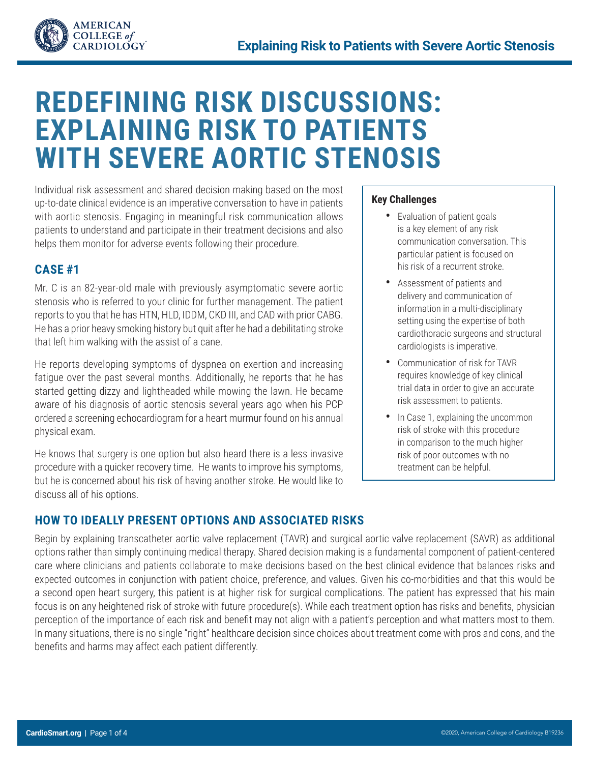# REDEFINING RISK DISCUSSIONS: EXPLAINING RISK TO PATIENTS WITH SEVERE AORTIC STENOSIS

Individual risk assessment and shared decision making based on the most up-to-date clinical evidence is an imperative conversation to have in patients with aortic stenosis. Engaging in meaningful risk communication allows patients to understand and participate in their treatment decisions and also helps them monitor for adverse events following their procedure.

## CASE #1

Mr. C is an 82-year-old male with previously asymptomatic severe aortic stenosis who is referred to your clinic for further management. The patient reports to you that he has HTN, HLD, IDDM, CKD III, and CAD with prior CABG. He has a prior heavy smoking history but quit after he had a debilitating stroke that left him walking with the assist of a cane.

He reports developing symptoms of dyspnea on exertion and increasing fatigue over the past several months. Additionally, he reports that he has started getting dizzy and lightheaded while mowing the lawn. He became aware of his diagnosis of aortic stenosis several years ago when his PCP ordered a screening echocardiogram for a heart murmur found on his annual physical exam.

He knows that surgery is one option but also heard there is a less invasive procedure with a quicker recovery time. He wants to improve his symptoms, but he is concerned about his risk of having another stroke. He would like to discuss all of his options.

**Key Challenges**

- Evaluation of patient goals is a key element of any risk communication conversation. This particular patient is focused on his risk of a recurrent stroke.
- Assessment of patients and delivery and communication of information in a multi-disciplinary setting using the expertise of both cardiothoracic surgeons and structural cardiologists is imperative.
- Communication of risk for TAVR requires knowledge of key clinical trial data in order to give an accurate risk assessment to patients.
- In Case 1, explaining the uncommon risk of stroke with this procedure in comparison to the much higher risk of poor outcomes with no treatment can be helpful.

## HOW TO IDEALLY PRESENT OPTIONS AND ASSOCIATED RISKS

Begin by explaining transcatheter aortic valve replacement (TAVR) and surgical aortic valve replacement (SAVR) as additional options rather than simply continuing medical therapy. Shared decision making is a fundamental component of patient-centered care where clinicians and patients collaborate to make decisions based on the best clinical evidence that balances risks and expected outcomes in conjunction with patient choice, preference, and values. Given his co-morbidities and that this would be a second open heart surgery, this patient is at higher risk for surgical complications. The patient has expressed that his main focus is on any heightened risk of stroke with future procedure(s). While each treatment option has risks and benefits, physician perception of the importance of each risk and benefit may not align with a patient's perception and what matters most to them. In many situations, there is no single "right" healthcare decision since choices about treatment come with pros and cons, and the benefits and harms may affect each patient differently.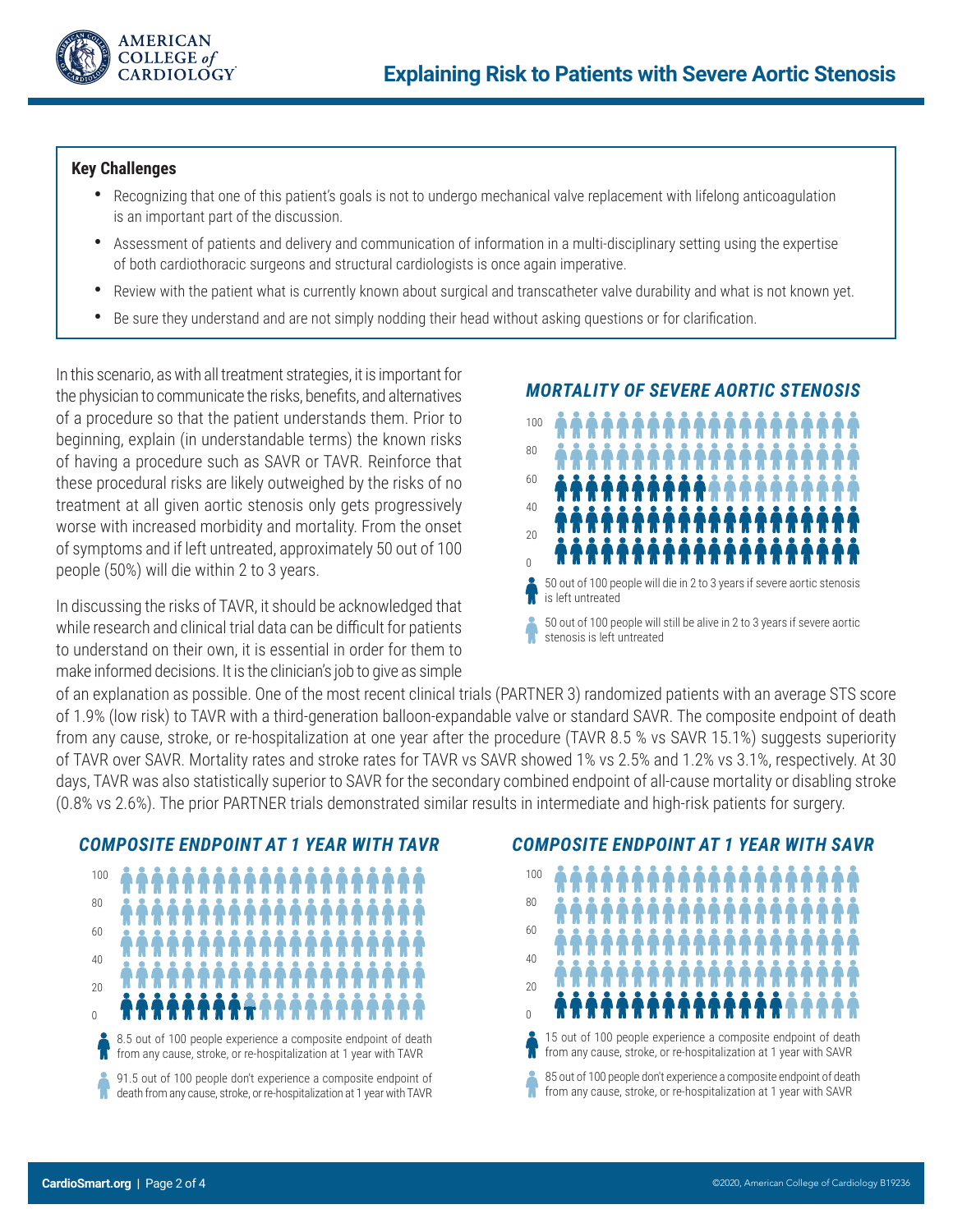## Explaining Risk to Patients with Severe Aortic Stenosis

**Key Challenges**

- Recognizing that one of this patient's goals is not to undergo mechanical valve replacement with lifelong anticoagulation is an important part of the discussion.
- Assessment of patients and delivery and communication of information in a multi-disciplinary setting using the expertise of both cardiothoracic surgeons and structural cardiologists is once again imperative.
- Review with the patient what is currently known about surgical and transcatheter valve durability and what is not known yet.
- Be sure they understand and are not simply nodding their head without asking questions or for clarification.

In this scenario, as with all treatment strategies, it is important for the physician to communicate the risks, benefits, and alternatives of a procedure so that the patient understands them. Prior to beginning, explain (in understandable terms) the known risks of having a procedure such as SAVR or TAVR. Reinforce that these procedural risks are likely outweighed by the risks of no treatment at all given aortic stenosis only gets progressively worse with increased morbidity and mortality. From the onset of symptoms and if left untreated, approximately 50 out of 100 people (50%) will die within 2 to 3 years.

### *MORTALITY OF SEVERE AORTIC STENOSIS*

50 out of 100 people will die in 2 to 3 years if severe aortic stenosis is left untreated

50 out of 100 people will still be alive in 2 to 3 years if severe aortic stenosis is left untreated

In discussing the risks of TAVR, it should be acknowledged that while research and clinical trial data can be difficult for patients to understand on their own, it is essential in order for them to make informed decisions. It is the clinician's job to give as simple of an explanation as possible. One of the most recent clinical trials (PARTNER 3) randomized patients with an average STS score of 1.9% (low risk) to TAVR with a third-generation balloon-expandable valve or standard SAVR. The composite endpoint of death from any cause, stroke, or re-hospitalization at one year after the procedure (TAVR 8.5 % vs SAVR 15.1%) suggests superiority of TAVR over SAVR. Mortality rates and stroke rates for TAVR vs SAVR showed 1% vs 2.5% and 1.2% vs 3.1%, respectively. At 30 days, TAVR was also statistically superior to SAVR for the secondary combined endpoint of all-cause mortality or disabling stroke (0.8% vs 2.6%). The prior PARTNER trials demonstrated similar results in intermediate and high-risk patients for surgery.

### *COMPOSITE ENDPOINT AT 1 YEAR WITH TAVR*

8.5 out of 100 people experience a composite endpoint of death from any cause, stroke, or re-hospitalization at 1 year with TAVR

91.5 out of 100 people don't experience a composite endpoint of death from any cause, stroke, or re-hospitalization at 1 year with TAVR

### *COMPOSITE ENDPOINT AT 1 YEAR WITH SAVR*

15 out of 100 people experience a composite endpoint of death from any cause, stroke, or re-hospitalization at 1 year with SAVR

85 out of 100 people don't experience a composite endpoint of death from any cause, stroke, or re-hospitalization at 1 year with SAVR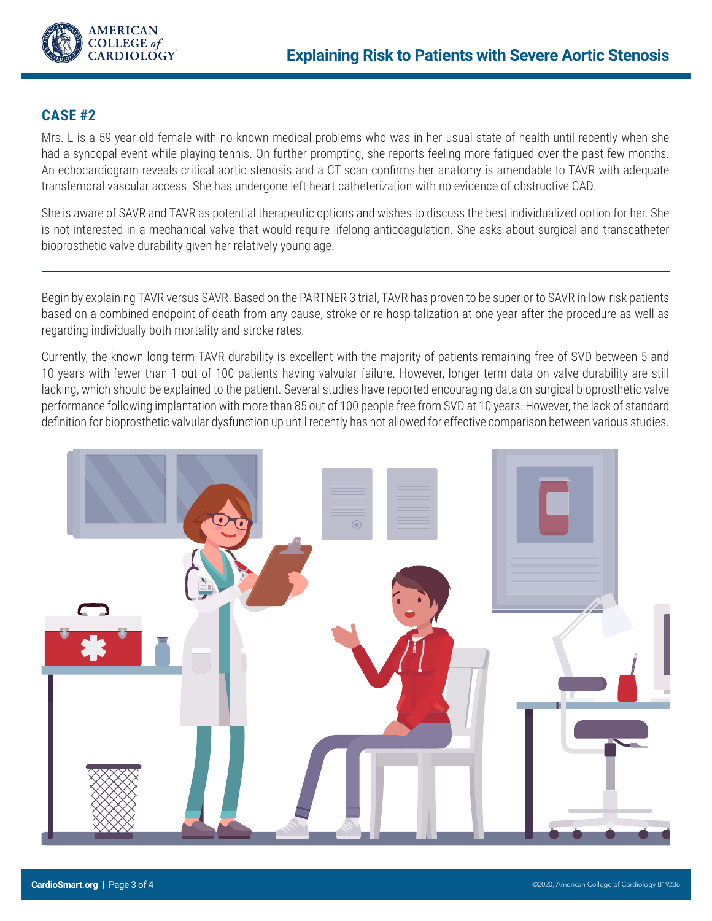## CASE #2

Mrs. L is a 59-year-old female with no known medical problems who was in her usual state of health until recently when she had a syncopal event while playing tennis. On further prompting, she reports feeling more fatigued over the past few months. An echocardiogram reveals critical aortic stenosis and a CT scan confirms her anatomy is amendable to TAVR with adequate transfemoral vascular access. She has undergone left heart catheterization with no evidence of obstructive CAD.

She is aware of SAVR and TAVR as potential therapeutic options and wishes to discuss the best individualized option for her. She is not interested in a mechanical valve that would require lifelong anticoagulation. She asks about surgical and transcatheter bioprosthetic valve durability given her relatively young age.

---

Begin by explaining TAVR versus SAVR. Based on the PARTNER 3 trial, TAVR has proven to be superior to SAVR in low-risk patients based on a combined endpoint of death from any cause, stroke or re-hospitalization at one year after the procedure as well as regarding individually both mortality and stroke rates.

Currently, the known long-term TAVR durability is excellent with the majority of patients remaining free of SVD between 5 and 10 years with fewer than 1 out of 100 patients having valvular failure. However, longer term data on valve durability are still lacking, which should be explained to the patient. Several studies have reported encouraging data on surgical bioprosthetic valve performance following implantation with more than 85 out of 100 people free from SVD at 10 years. However, the lack of standard definition for bioprosthetic valvular dysfunction up until recently has not allowed for effective comparison between various studies.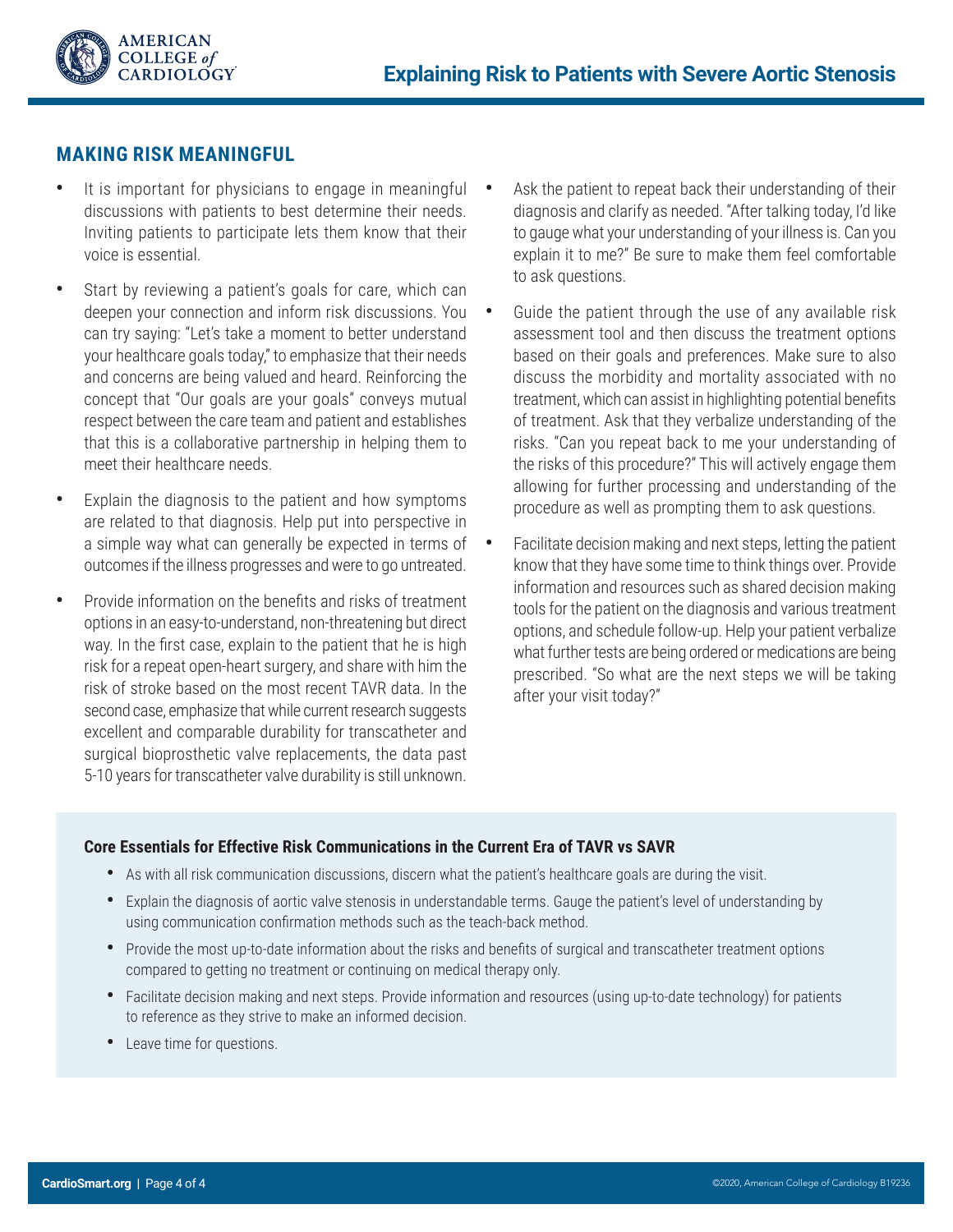## MAKING RISK MEANINGFUL

- It is important for physicians to engage in meaningful discussions with patients to best determine their needs. Inviting patients to participate lets them know that their voice is essential.
- Start by reviewing a patient's goals for care, which can deepen your connection and inform risk discussions. You can try saying: "Let's take a moment to better understand your healthcare goals today," to emphasize that their needs and concerns are being valued and heard. Reinforcing the concept that "Our goals are your goals" conveys mutual respect between the care team and patient and establishes that this is a collaborative partnership in helping them to meet their healthcare needs.
- Explain the diagnosis to the patient and how symptoms are related to that diagnosis. Help put into perspective in a simple way what can generally be expected in terms of outcomes if the illness progresses and were to go untreated.
- Provide information on the benefits and risks of treatment options in an easy-to-understand, non-threatening but direct way. In the first case, explain to the patient that he is high risk for a repeat open-heart surgery, and share with him the risk of stroke based on the most recent TAVR data. In the second case, emphasize that while current research suggests excellent and comparable durability for transcatheter and surgical bioprosthetic valve replacements, the data past 5-10 years for transcatheter valve durability is still unknown.
- Ask the patient to repeat back their understanding of their diagnosis and clarify as needed. "After talking today, I'd like to gauge what your understanding of your illness is. Can you explain it to me?" Be sure to make them feel comfortable to ask questions.
- Guide the patient through the use of any available risk assessment tool and then discuss the treatment options based on their goals and preferences. Make sure to also discuss the morbidity and mortality associated with no treatment, which can assist in highlighting potential benefits of treatment. Ask that they verbalize understanding of the risks. "Can you repeat back to me your understanding of the risks of this procedure?" This will actively engage them allowing for further processing and understanding of the procedure as well as prompting them to ask questions.
- Facilitate decision making and next steps, letting the patient know that they have some time to think things over. Provide information and resources such as shared decision making tools for the patient on the diagnosis and various treatment options, and schedule follow-up. Help your patient verbalize what further tests are being ordered or medications are being prescribed. "So what are the next steps we will be taking after your visit today?"

**Core Essentials for Effective Risk Communications in the Current Era of TAVR vs SAVR**

- As with all risk communication discussions, discern what the patient's healthcare goals are during the visit.
- Explain the diagnosis of aortic valve stenosis in understandable terms. Gauge the patient's level of understanding by using communication confirmation methods such as the teach-back method.
- Provide the most up-to-date information about the risks and benefits of surgical and transcatheter treatment options compared to getting no treatment or continuing on medical therapy only.
- Facilitate decision making and next steps. Provide information and resources (using up-to-date technology) for patients to reference as they strive to make an informed decision.
- Leave time for questions.